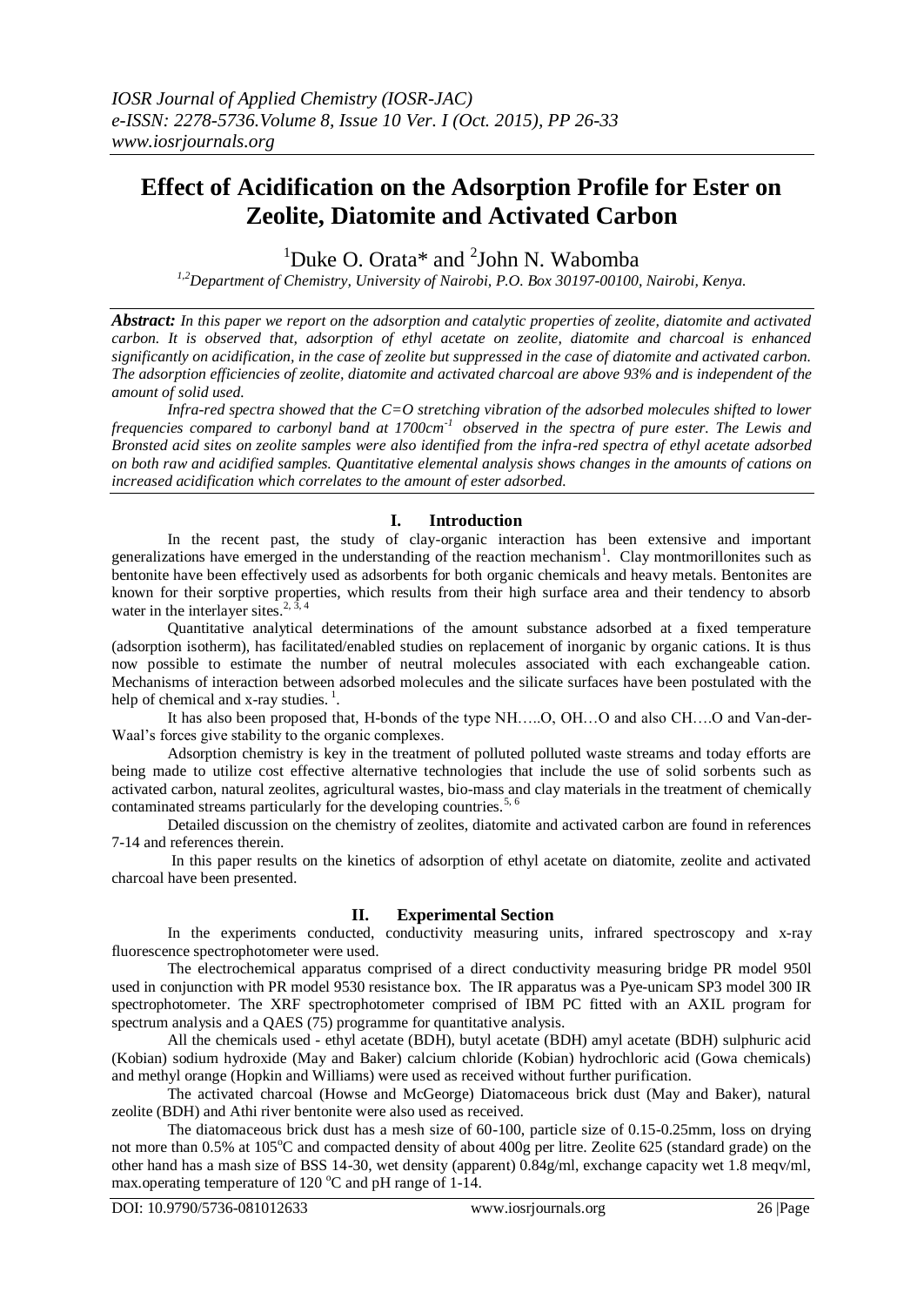# Effect of Acidification on the Adsorption Profile for Ester on Zeolite, Diatomite and Activated Carbon

[1]Duke O. Orata* and [2]John N. Wabomba

*[1,2]Department of Chemistry, University of Nairobi, P.O. Box 30197-00100, Nairobi, Kenya.*

***Abstract:*** *In this paper we report on the adsorption and catalytic properties of zeolite, diatomite and activated carbon. It is observed that, adsorption of ethyl acetate on zeolite, diatomite and charcoal is enhanced significantly on acidification, in the case of zeolite but suppressed in the case of diatomite and activated carbon. The adsorption efficiencies of zeolite, diatomite and activated charcoal are above 93% and is independent of the amount of solid used.*

*Infra-red spectra showed that the C=O stretching vibration of the adsorbed molecules shifted to lower frequencies compared to carbonyl band at 1700cm$^{-1}$ observed in the spectra of pure ester. The Lewis and Bronsted acid sites on zeolite samples were also identified from the infra-red spectra of ethyl acetate adsorbed on both raw and acidified samples. Quantitative elemental analysis shows changes in the amounts of cations on increased acidification which correlates to the amount of ester adsorbed.*

## I. Introduction

In the recent past, the study of clay-organic interaction has been extensive and important generalizations have emerged in the understanding of the reaction mechanism[1]. Clay montmorillonites such as bentonite have been effectively used as adsorbents for both organic chemicals and heavy metals. Bentonites are known for their sorptive properties, which results from their high surface area and their tendency to absorb water in the interlayer sites.[2, 3, 4]

Quantitative analytical determinations of the amount substance adsorbed at a fixed temperature (adsorption isotherm), has facilitated/enabled studies on replacement of inorganic by organic cations. It is thus now possible to estimate the number of neutral molecules associated with each exchangeable cation. Mechanisms of interaction between adsorbed molecules and the silicate surfaces have been postulated with the help of chemical and x-ray studies. [1].

It has also been proposed that, H-bonds of the type NH…..O, OH…O and also CH….O and Van-der-Waal's forces give stability to the organic complexes.

Adsorption chemistry is key in the treatment of polluted polluted waste streams and today efforts are being made to utilize cost effective alternative technologies that include the use of solid sorbents such as activated carbon, natural zeolites, agricultural wastes, bio-mass and clay materials in the treatment of chemically contaminated streams particularly for the developing countries.[5, 6]

Detailed discussion on the chemistry of zeolites, diatomite and activated carbon are found in references 7-14 and references therein.

In this paper results on the kinetics of adsorption of ethyl acetate on diatomite, zeolite and activated charcoal have been presented.

## II. Experimental Section

In the experiments conducted, conductivity measuring units, infrared spectroscopy and x-ray fluorescence spectrophotometer were used.

The electrochemical apparatus comprised of a direct conductivity measuring bridge PR model 950l used in conjunction with PR model 9530 resistance box. The IR apparatus was a Pye-unicam SP3 model 300 IR spectrophotometer. The XRF spectrophotometer comprised of IBM PC fitted with an AXIL program for spectrum analysis and a QAES (75) programme for quantitative analysis.

All the chemicals used - ethyl acetate (BDH), butyl acetate (BDH) amyl acetate (BDH) sulphuric acid (Kobian) sodium hydroxide (May and Baker) calcium chloride (Kobian) hydrochloric acid (Gowa chemicals) and methyl orange (Hopkin and Williams) were used as received without further purification.

The activated charcoal (Howse and McGeorge) Diatomaceous brick dust (May and Baker), natural zeolite (BDH) and Athi river bentonite were also used as received.

The diatomaceous brick dust has a mesh size of 60-100, particle size of 0.15-0.25mm, loss on drying not more than 0.5% at 105°C and compacted density of about 400g per litre. Zeolite 625 (standard grade) on the other hand has a mash size of BSS 14-30, wet density (apparent) 0.84g/ml, exchange capacity wet 1.8 meqv/ml, max.operating temperature of 120 °C and pH range of 1-14.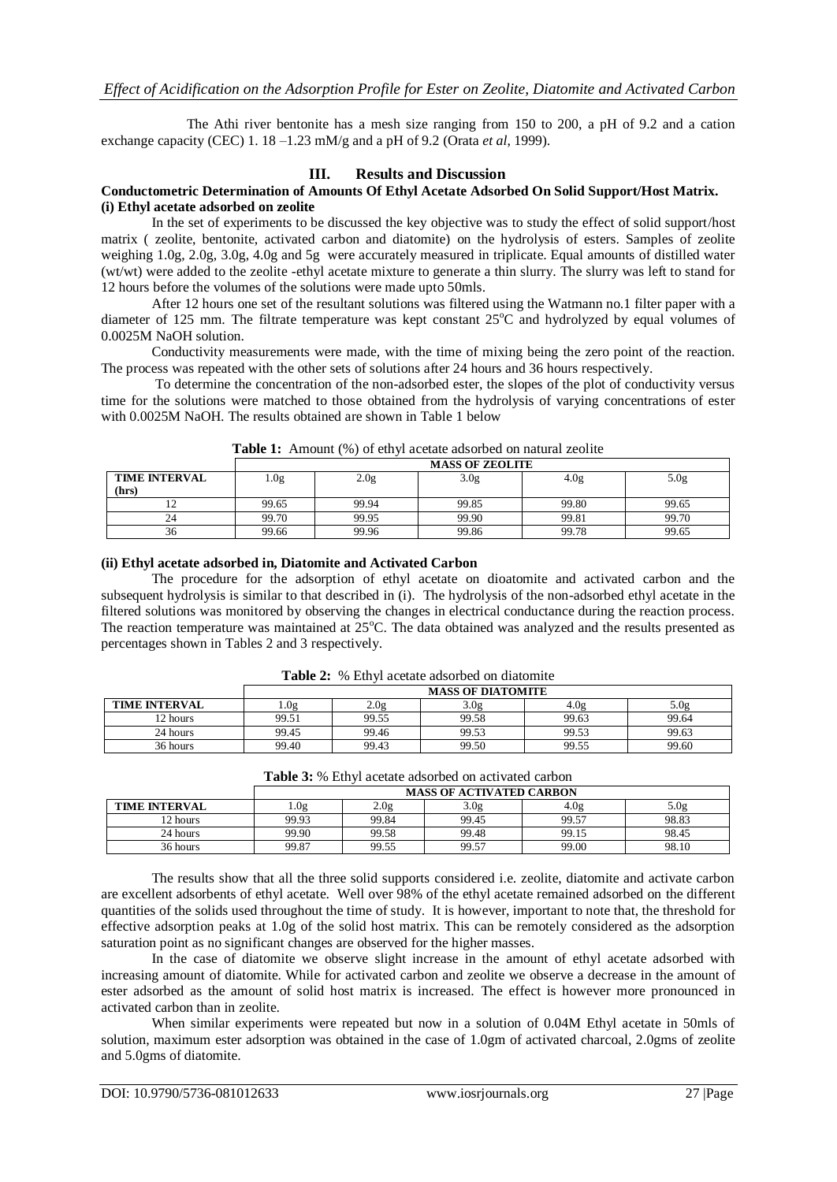The Athi river bentonite has a mesh size ranging from 150 to 200, a pH of 9.2 and a cation exchange capacity (CEC) 1. 18 –1.23 mM/g and a pH of 9.2 (Orata *et al*, 1999).

## III. Results and Discussion

### Conductometric Determination of Amounts Of Ethyl Acetate Adsorbed On Solid Support/Host Matrix.

#### (i) Ethyl acetate adsorbed on zeolite

In the set of experiments to be discussed the key objective was to study the effect of solid support/host matrix ( zeolite, bentonite, activated carbon and diatomite) on the hydrolysis of esters. Samples of zeolite weighing 1.0g, 2.0g, 3.0g, 4.0g and 5g were accurately measured in triplicate. Equal amounts of distilled water (wt/wt) were added to the zeolite -ethyl acetate mixture to generate a thin slurry. The slurry was left to stand for 12 hours before the volumes of the solutions were made upto 50mls.

After 12 hours one set of the resultant solutions was filtered using the Watmann no.1 filter paper with a diameter of 125 mm. The filtrate temperature was kept constant 25°C and hydrolyzed by equal volumes of 0.0025M NaOH solution.

Conductivity measurements were made, with the time of mixing being the zero point of the reaction. The process was repeated with the other sets of solutions after 24 hours and 36 hours respectively.

To determine the concentration of the non-adsorbed ester, the slopes of the plot of conductivity versus time for the solutions were matched to those obtained from the hydrolysis of varying concentrations of ester with 0.0025M NaOH. The results obtained are shown in Table 1 below

**Table 1:** Amount (%) of ethyl acetate adsorbed on natural zeolite

| | MASS OF ZEOLITE | | | | |
|---|---|---|---|---|---|
| TIME INTERVAL (hrs) | 1.0g | 2.0g | 3.0g | 4.0g | 5.0g |
| 12 | 99.65 | 99.94 | 99.85 | 99.80 | 99.65 |
| 24 | 99.70 | 99.95 | 99.90 | 99.81 | 99.70 |
| 36 | 99.66 | 99.96 | 99.86 | 99.78 | 99.65 |

#### (ii) Ethyl acetate adsorbed in, Diatomite and Activated Carbon

The procedure for the adsorption of ethyl acetate on dioatomite and activated carbon and the subsequent hydrolysis is similar to that described in (i). The hydrolysis of the non-adsorbed ethyl acetate in the filtered solutions was monitored by observing the changes in electrical conductance during the reaction process. The reaction temperature was maintained at 25°C. The data obtained was analyzed and the results presented as percentages shown in Tables 2 and 3 respectively.

**Table 2:** % Ethyl acetate adsorbed on diatomite

| | MASS OF DIATOMITE | | | | |
|---|---|---|---|---|---|
| TIME INTERVAL | 1.0g | 2.0g | 3.0g | 4.0g | 5.0g |
| 12 hours | 99.51 | 99.55 | 99.58 | 99.63 | 99.64 |
| 24 hours | 99.45 | 99.46 | 99.53 | 99.53 | 99.63 |
| 36 hours | 99.40 | 99.43 | 99.50 | 99.55 | 99.60 |

**Table 3:** % Ethyl acetate adsorbed on activated carbon

| | MASS OF ACTIVATED CARBON | | | | |
|---|---|---|---|---|---|
| TIME INTERVAL | 1.0g | 2.0g | 3.0g | 4.0g | 5.0g |
| 12 hours | 99.93 | 99.84 | 99.45 | 99.57 | 98.83 |
| 24 hours | 99.90 | 99.58 | 99.48 | 99.15 | 98.45 |
| 36 hours | 99.87 | 99.55 | 99.57 | 99.00 | 98.10 |

The results show that all the three solid supports considered i.e. zeolite, diatomite and activate carbon are excellent adsorbents of ethyl acetate. Well over 98% of the ethyl acetate remained adsorbed on the different quantities of the solids used throughout the time of study. It is however, important to note that, the threshold for effective adsorption peaks at 1.0g of the solid host matrix. This can be remotely considered as the adsorption saturation point as no significant changes are observed for the higher masses.

In the case of diatomite we observe slight increase in the amount of ethyl acetate adsorbed with increasing amount of diatomite. While for activated carbon and zeolite we observe a decrease in the amount of ester adsorbed as the amount of solid host matrix is increased. The effect is however more pronounced in activated carbon than in zeolite.

When similar experiments were repeated but now in a solution of 0.04M Ethyl acetate in 50mls of solution, maximum ester adsorption was obtained in the case of 1.0gm of activated charcoal, 2.0gms of zeolite and 5.0gms of diatomite.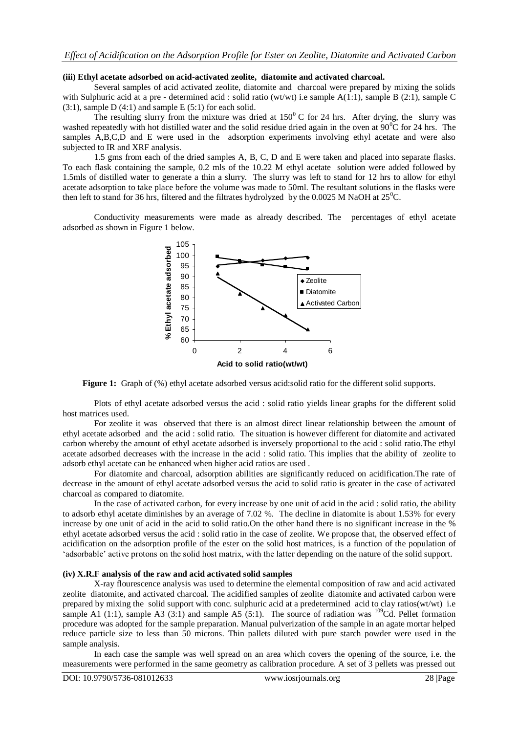**(iii) Ethyl acetate adsorbed on acid-activated zeolite, diatomite and activated charcoal.**

Several samples of acid activated zeolite, diatomite and charcoal were prepared by mixing the solids with Sulphuric acid at a pre - determined acid : solid ratio (wt/wt) i.e sample A(1:1), sample B (2:1), sample C (3:1), sample D (4:1) and sample E (5:1) for each solid.

The resulting slurry from the mixture was dried at $150^0$ C for 24 hrs. After drying, the slurry was washed repeatedly with hot distilled water and the solid residue dried again in the oven at $90^0$C for 24 hrs. The samples A,B,C,D and E were used in the adsorption experiments involving ethyl acetate and were also subjected to IR and XRF analysis.

1.5 gms from each of the dried samples A, B, C, D and E were taken and placed into separate flasks. To each flask containing the sample, 0.2 mls of the 10.22 M ethyl acetate solution were added followed by 1.5mls of distilled water to generate a thin a slurry. The slurry was left to stand for 12 hrs to allow for ethyl acetate adsorption to take place before the volume was made to 50ml. The resultant solutions in the flasks were then left to stand for 36 hrs, filtered and the filtrates hydrolyzed by the 0.0025 M NaOH at $25^0$C.

Conductivity measurements were made as already described. The percentages of ethyl acetate adsorbed as shown in Figure 1 below.

**Figure 1:** Graph of (%) ethyl acetate adsorbed versus acid:solid ratio for the different solid supports.

Plots of ethyl acetate adsorbed versus the acid : solid ratio yields linear graphs for the different solid host matrices used.

For zeolite it was observed that there is an almost direct linear relationship between the amount of ethyl acetate adsorbed and the acid : solid ratio. The situation is however different for diatomite and activated carbon whereby the amount of ethyl acetate adsorbed is inversely proportional to the acid : solid ratio.The ethyl acetate adsorbed decreases with the increase in the acid : solid ratio. This implies that the ability of zeolite to adsorb ethyl acetate can be enhanced when higher acid ratios are used .

For diatomite and charcoal, adsorption abilities are significantly reduced on acidification.The rate of decrease in the amount of ethyl acetate adsorbed versus the acid to solid ratio is greater in the case of activated charcoal as compared to diatomite.

In the case of activated carbon, for every increase by one unit of acid in the acid : solid ratio, the ability to adsorb ethyl acetate diminishes by an average of 7.02 %. The decline in diatomite is about 1.53% for every increase by one unit of acid in the acid to solid ratio.On the other hand there is no significant increase in the % ethyl acetate adsorbed versus the acid : solid ratio in the case of zeolite. We propose that, the observed effect of acidification on the adsorption profile of the ester on the solid host matrices, is a function of the population of 'adsorbable' active protons on the solid host matrix, with the latter depending on the nature of the solid support.

**(iv) X.R.F analysis of the raw and acid activated solid samples**

X-ray flourescence analysis was used to determine the elemental composition of raw and acid activated zeolite diatomite, and activated charcoal. The acidified samples of zeolite diatomite and activated carbon were prepared by mixing the solid support with conc. sulphuric acid at a predetermined acid to clay ratios(wt/wt) i.e sample A1 (1:1), sample A3 (3:1) and sample A5 (5:1). The source of radiation was $^{109}$Cd. Pellet formation procedure was adopted for the sample preparation. Manual pulverization of the sample in an agate mortar helped reduce particle size to less than 50 microns. Thin pallets diluted with pure starch powder were used in the sample analysis.

In each case the sample was well spread on an area which covers the opening of the source, i.e. the measurements were performed in the same geometry as calibration procedure. A set of 3 pellets was pressed out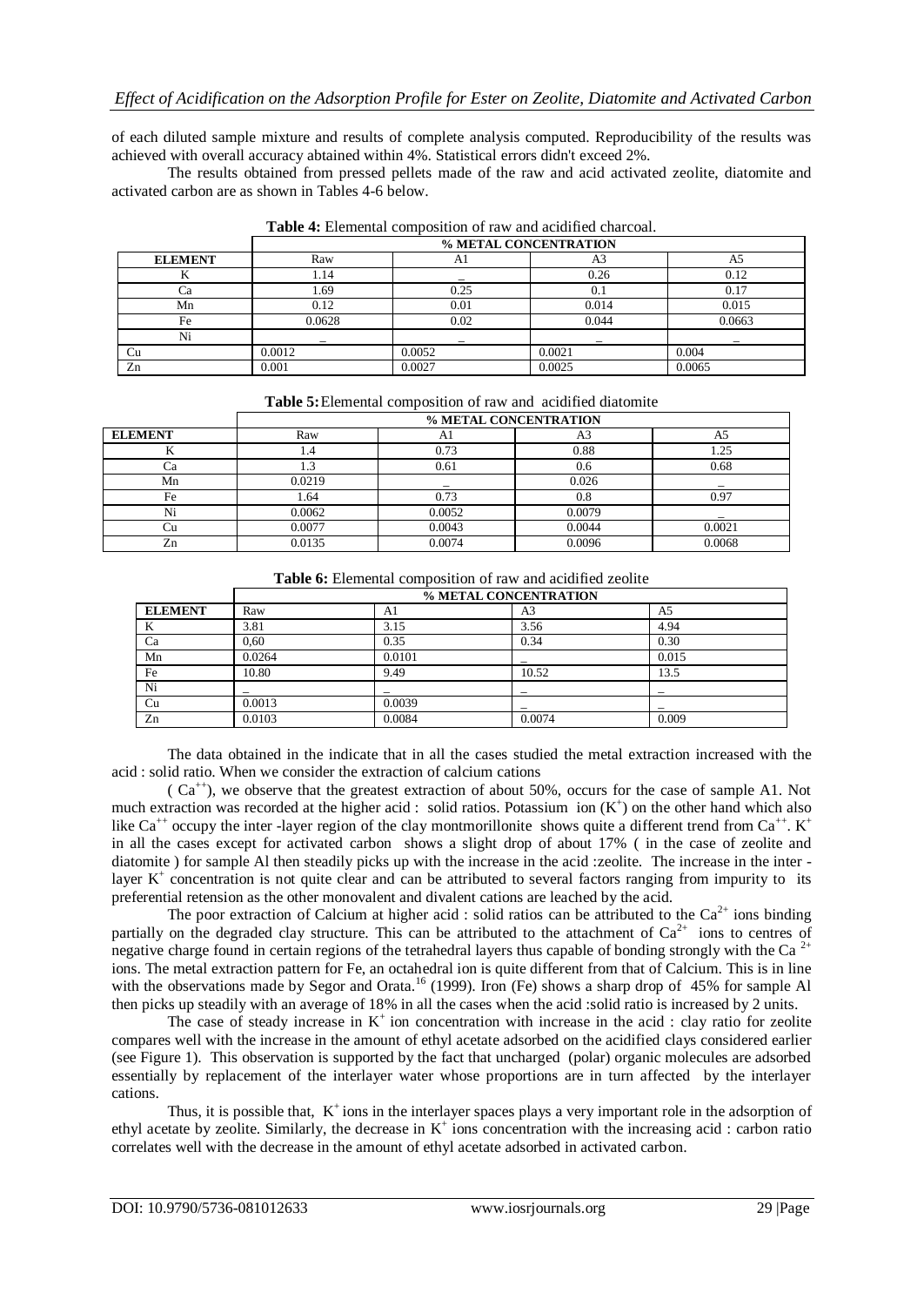of each diluted sample mixture and results of complete analysis computed. Reproducibility of the results was achieved with overall accuracy abtained within 4%. Statistical errors didn't exceed 2%.

The results obtained from pressed pellets made of the raw and acid activated zeolite, diatomite and activated carbon are as shown in Tables 4-6 below.

**Table 4:** Elemental composition of raw and acidified charcoal.

| | % METAL CONCENTRATION | | | |
|---|---|---|---|---|
| **ELEMENT** | Raw | A1 | A3 | A5 |
| K | 1.14 | _ | 0.26 | 0.12 |
| Ca | 1.69 | 0.25 | 0.1 | 0.17 |
| Mn | 0.12 | 0.01 | 0.014 | 0.015 |
| Fe | 0.0628 | 0.02 | 0.044 | 0.0663 |
| Ni | _ | _ | _ | _ |
| Cu | 0.0012 | 0.0052 | 0.0021 | 0.004 |
| Zn | 0.001 | 0.0027 | 0.0025 | 0.0065 |

**Table 5:** Elemental composition of raw and acidified diatomite

| | % METAL CONCENTRATION | | | |
|---|---|---|---|---|
| **ELEMENT** | Raw | A1 | A3 | A5 |
| K | 1.4 | 0.73 | 0.88 | 1.25 |
| Ca | 1.3 | 0.61 | 0.6 | 0.68 |
| Mn | 0.0219 | _ | 0.026 | _ |
| Fe | 1.64 | 0.73 | 0.8 | 0.97 |
| Ni | 0.0062 | 0.0052 | 0.0079 | _ |
| Cu | 0.0077 | 0.0043 | 0.0044 | 0.0021 |
| Zn | 0.0135 | 0.0074 | 0.0096 | 0.0068 |

**Table 6:** Elemental composition of raw and acidified zeolite

| | % METAL CONCENTRATION | | | |
|---|---|---|---|---|
| **ELEMENT** | Raw | A1 | A3 | A5 |
| K | 3.81 | 3.15 | 3.56 | 4.94 |
| Ca | 0,60 | 0.35 | 0.34 | 0.30 |
| Mn | 0.0264 | 0.0101 | _ | 0.015 |
| Fe | 10.80 | 9.49 | 10.52 | 13.5 |
| Ni | _ | _ | _ | _ |
| Cu | 0.0013 | 0.0039 | _ | _ |
| Zn | 0.0103 | 0.0084 | 0.0074 | 0.009 |

The data obtained in the indicate that in all the cases studied the metal extraction increased with the acid : solid ratio. When we consider the extraction of calcium cations ( $Ca^{++}$), we observe that the greatest extraction of about 50%, occurs for the case of sample A1. Not much extraction was recorded at the higher acid : solid ratios. Potassium ion ($K^+$) on the other hand which also like $Ca^{++}$ occupy the inter -layer region of the clay montmorillonite shows quite a different trend from $Ca^{++}$. $K^+$ in all the cases except for activated carbon shows a slight drop of about 17% ( in the case of zeolite and diatomite ) for sample Al then steadily picks up with the increase in the acid :zeolite. The increase in the inter - layer $K^+$ concentration is not quite clear and can be attributed to several factors ranging from impurity to its preferential retension as the other monovalent and divalent cations are leached by the acid.

The poor extraction of Calcium at higher acid : solid ratios can be attributed to the $Ca^{2+}$ ions binding partially on the degraded clay structure. This can be attributed to the attachment of $Ca^{2+}$ ions to centres of negative charge found in certain regions of the tetrahedral layers thus capable of bonding strongly with the $Ca^{2+}$ ions. The metal extraction pattern for Fe, an octahedral ion is quite different from that of Calcium. This is in line with the observations made by Segor and Orata.[16] (1999). Iron (Fe) shows a sharp drop of 45% for sample Al then picks up steadily with an average of 18% in all the cases when the acid :solid ratio is increased by 2 units.

The case of steady increase in $K^+$ ion concentration with increase in the acid : clay ratio for zeolite compares well with the increase in the amount of ethyl acetate adsorbed on the acidified clays considered earlier (see Figure 1). This observation is supported by the fact that uncharged (polar) organic molecules are adsorbed essentially by replacement of the interlayer water whose proportions are in turn affected by the interlayer cations.

Thus, it is possible that, $K^+$ ions in the interlayer spaces plays a very important role in the adsorption of ethyl acetate by zeolite. Similarly, the decrease in $K^+$ ions concentration with the increasing acid : carbon ratio correlates well with the decrease in the amount of ethyl acetate adsorbed in activated carbon.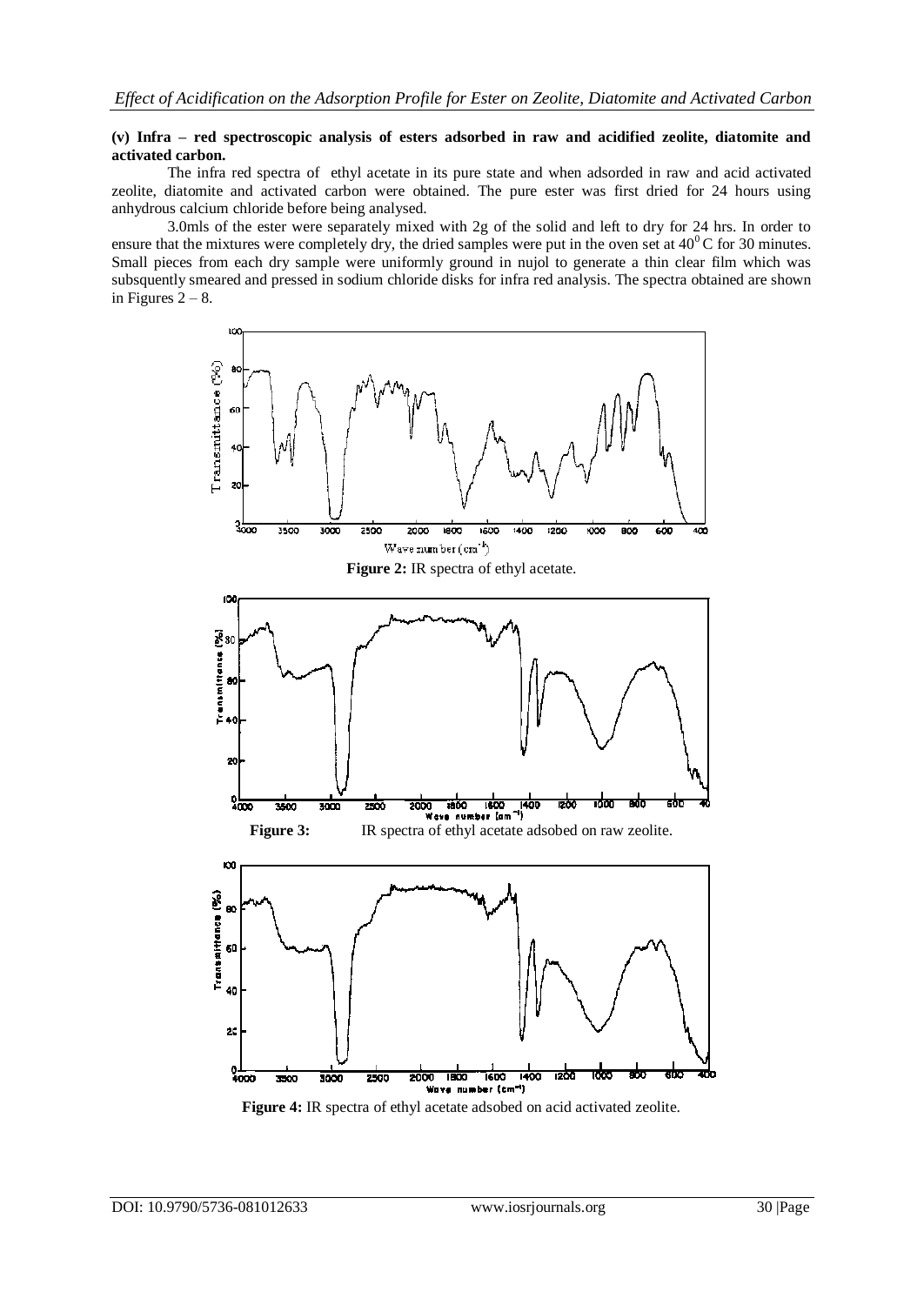**(v) Infra – red spectroscopic analysis of esters adsorbed in raw and acidified zeolite, diatomite and activated carbon.**

The infra red spectra of ethyl acetate in its pure state and when adsorded in raw and acid activated zeolite, diatomite and activated carbon were obtained. The pure ester was first dried for 24 hours using anhydrous calcium chloride before being analysed.

3.0mls of the ester were separately mixed with 2g of the solid and left to dry for 24 hrs. In order to ensure that the mixtures were completely dry, the dried samples were put in the oven set at $40^0$ C for 30 minutes. Small pieces from each dry sample were uniformly ground in nujol to generate a thin clear film which was subsequently smeared and pressed in sodium chloride disks for infra red analysis. The spectra obtained are shown in Figures 2 – 8.

**Figure 2:** IR spectra of ethyl acetate.

**Figure 3:** IR spectra of ethyl acetate adsobed on raw zeolite.

**Figure 4:** IR spectra of ethyl acetate adsobed on acid activated zeolite.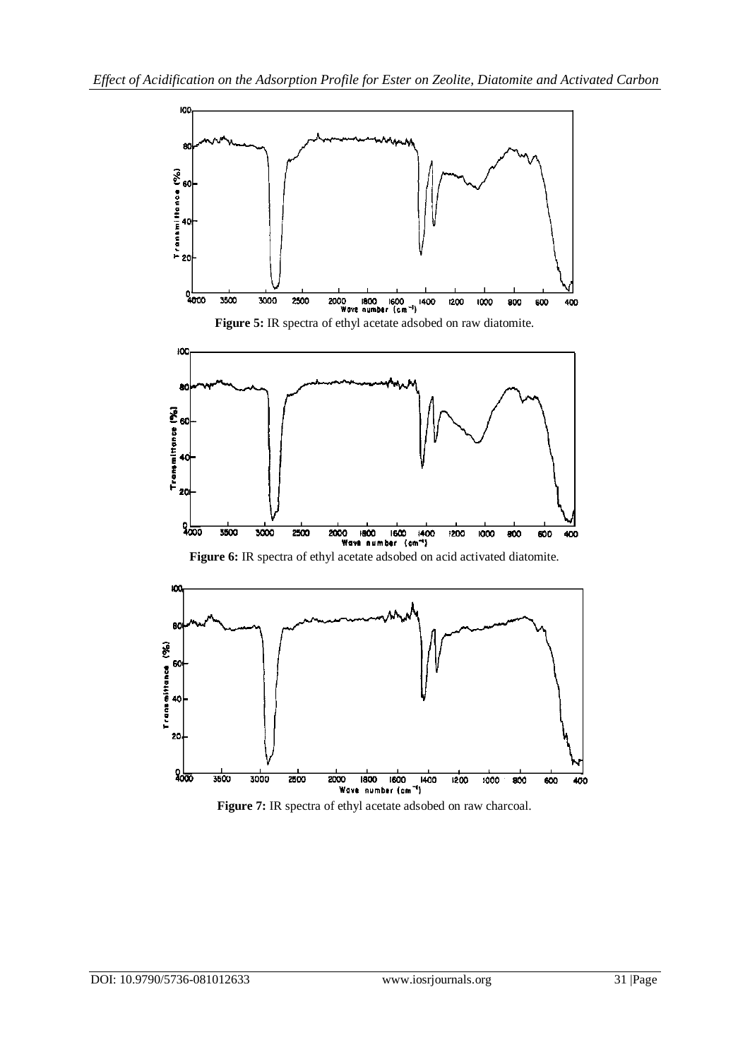**Figure 5:** IR spectra of ethyl acetate adsobed on raw diatomite.

**Figure 6:** IR spectra of ethyl acetate adsobed on acid activated diatomite.

**Figure 7:** IR spectra of ethyl acetate adsobed on raw charcoal.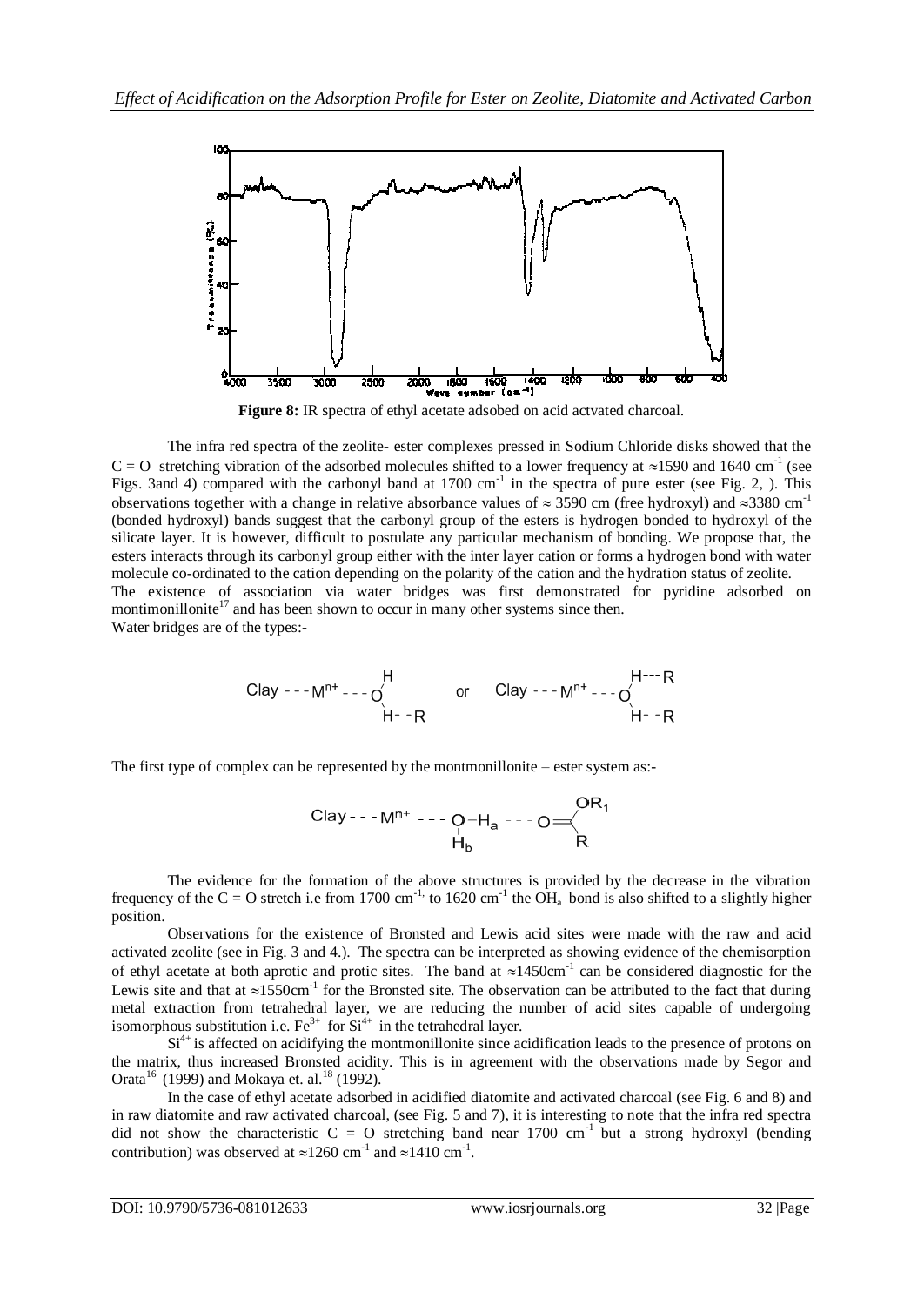**Figure 8:** IR spectra of ethyl acetate adsobed on acid actvated charcoal.

The infra red spectra of the zeolite- ester complexes pressed in Sodium Chloride disks showed that the C = O stretching vibration of the adsorbed molecules shifted to a lower frequency at ≈1590 and 1640 $cm^{-1}$ (see Figs. 3and 4) compared with the carbonyl band at 1700 $cm^{-1}$ in the spectra of pure ester (see Fig. 2, ). This observations together with a change in relative absorbance values of ≈ 3590 cm (free hydroxyl) and ≈3380 $cm^{-1}$ (bonded hydroxyl) bands suggest that the carbonyl group of the esters is hydrogen bonded to hydroxyl of the silicate layer. It is however, difficult to postulate any particular mechanism of bonding. We propose that, the esters interacts through its carbonyl group either with the inter layer cation or forms a hydrogen bond with water molecule co-ordinated to the cation depending on the polarity of the cation and the hydration status of zeolite.

The existence of association via water bridges was first demonstrated for pyridine adsorbed on montimonillonite[17] and has been shown to occur in many other systems since then.

Water bridges are of the types:-

$$\text{Clay} - - - M^{n+} - - - O\begin{smallmatrix} H \\ H - - R \end{smallmatrix} \quad \text{or} \quad \text{Clay} - - - M^{n+} - - - O\begin{smallmatrix} H - - - R \\ H - - R \end{smallmatrix}$$

The first type of complex can be represented by the montmonillonite – ester system as:-

$$\text{Clay} - - - M^{n+} - - - \underset{H_b}{O} - H_a - - - O = C\begin{smallmatrix} OR_1 \\ R \end{smallmatrix}$$

The evidence for the formation of the above structures is provided by the decrease in the vibration frequency of the C = O stretch i.e from 1700 $cm^{-1}$, to 1620 $cm^{-1}$ the $OH_a$ bond is also shifted to a slightly higher position.

Observations for the existence of Bronsted and Lewis acid sites were made with the raw and acid activated zeolite (see in Fig. 3 and 4.). The spectra can be interpreted as showing evidence of the chemisorption of ethyl acetate at both aprotic and protic sites. The band at ≈1450$cm^{-1}$ can be considered diagnostic for the Lewis site and that at ≈1550$cm^{-1}$ for the Bronsted site. The observation can be attributed to the fact that during metal extraction from tetrahedral layer, we are reducing the number of acid sites capable of undergoing isomorphous substitution i.e. $Fe^{3+}$ for $Si^{4+}$ in the tetrahedral layer.

$Si^{4+}$ is affected on acidifying the montmonillonite since acidification leads to the presence of protons on the matrix, thus increased Bronsted acidity. This is in agreement with the observations made by Segor and Orata[16] (1999) and Mokaya et. al.[18] (1992).

In the case of ethyl acetate adsorbed in acidified diatomite and activated charcoal (see Fig. 6 and 8) and in raw diatomite and raw activated charcoal, (see Fig. 5 and 7), it is interesting to note that the infra red spectra did not show the characteristic C = O stretching band near 1700 $cm^{-1}$ but a strong hydroxyl (bending contribution) was observed at ≈1260 $cm^{-1}$ and ≈1410 $cm^{-1}$.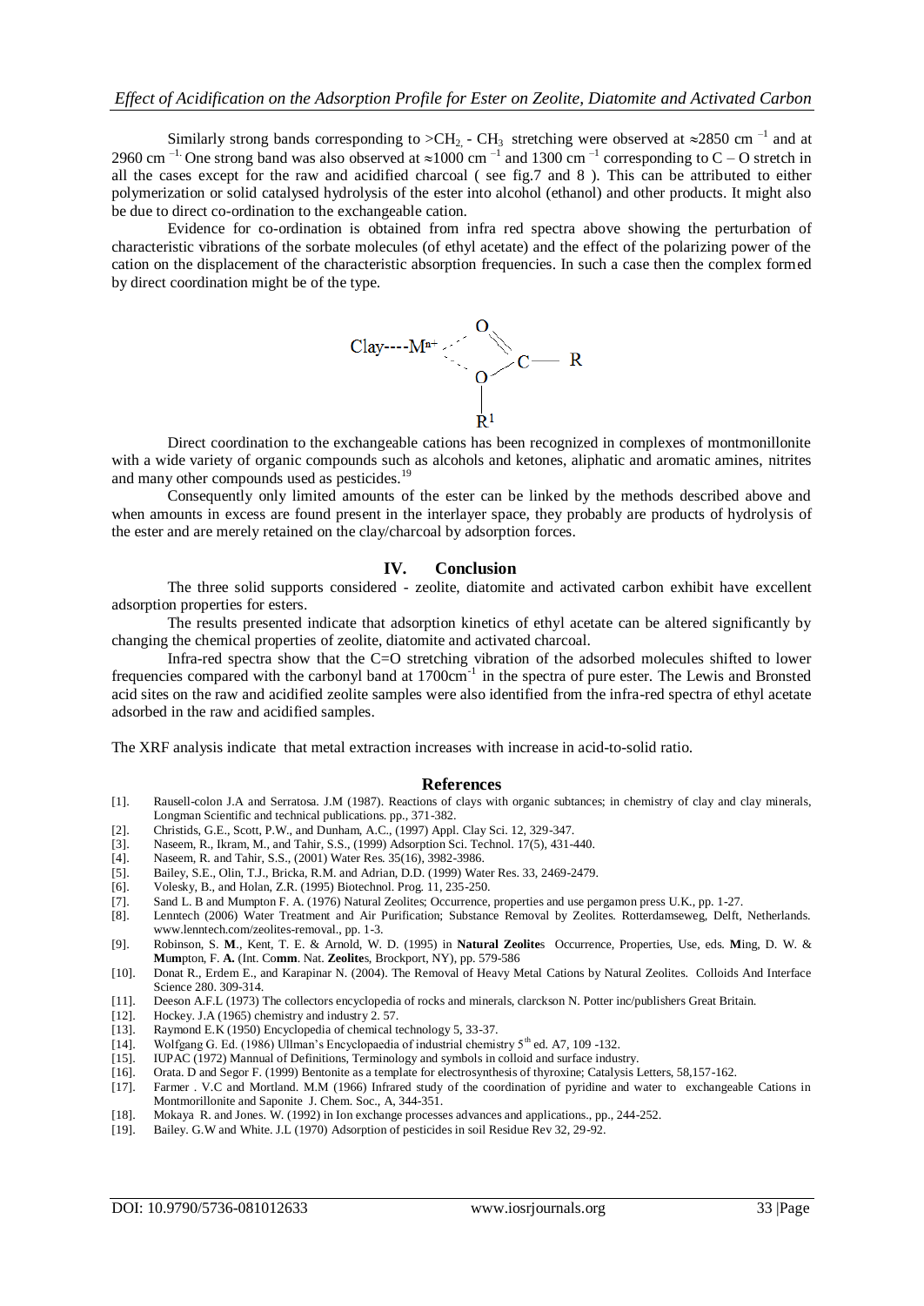Similarly strong bands corresponding to $>CH_2$ - $CH_3$ stretching were observed at $\approx 2850\ cm^{-1}$ and at $2960\ cm^{-1.}$ One strong band was also observed at $\approx 1000\ cm^{-1}$ and $1300\ cm^{-1}$ corresponding to C – O stretch in all the cases except for the raw and acidified charcoal ( see fig.7 and 8 ). This can be attributed to either polymerization or solid catalysed hydrolysis of the ester into alcohol (ethanol) and other products. It might also be due to direct co-ordination to the exchangeable cation.

Evidence for co-ordination is obtained from infra red spectra above showing the perturbation of characteristic vibrations of the sorbate molecules (of ethyl acetate) and the effect of the polarizing power of the cation on the displacement of the characteristic absorption frequencies. In such a case then the complex formed by direct coordination might be of the type.

Clay----$M^{n+}$ ... O=C(—R)—O—$R^1$

Direct coordination to the exchangeable cations has been recognized in complexes of montmonillonite with a wide variety of organic compounds such as alcohols and ketones, aliphatic and aromatic amines, nitrites and many other compounds used as pesticides.[19]

Consequently only limited amounts of the ester can be linked by the methods described above and when amounts in excess are found present in the interlayer space, they probably are products of hydrolysis of the ester and are merely retained on the clay/charcoal by adsorption forces.

## IV. Conclusion

The three solid supports considered - zeolite, diatomite and activated carbon exhibit have excellent adsorption properties for esters.

The results presented indicate that adsorption kinetics of ethyl acetate can be altered significantly by changing the chemical properties of zeolite, diatomite and activated charcoal.

Infra-red spectra show that the C=O stretching vibration of the adsorbed molecules shifted to lower frequencies compared with the carbonyl band at $1700 cm^{-1}$ in the spectra of pure ester. The Lewis and Bronsted acid sites on the raw and acidified zeolite samples were also identified from the infra-red spectra of ethyl acetate adsorbed in the raw and acidified samples.

The XRF analysis indicate that metal extraction increases with increase in acid-to-solid ratio.

## References

[1]. Rausell-colon J.A and Serratosa. J.M (1987). Reactions of clays with organic subtances; in chemistry of clay and clay minerals, Longman Scientific and technical publications. pp., 371-382.
[2]. Christids, G.E., Scott, P.W., and Dunham, A.C., (1997) Appl. Clay Sci. 12, 329-347.
[3]. Naseem, R., Ikram, M., and Tahir, S.S., (1999) Adsorption Sci. Technol. 17(5), 431-440.
[4]. Naseem, R. and Tahir, S.S., (2001) Water Res. 35(16), 3982-3986.
[5]. Bailey, S.E., Olin, T.J., Bricka, R.M. and Adrian, D.D. (1999) Water Res. 33, 2469-2479.
[6]. Volesky, B., and Holan, Z.R. (1995) Biotechnol. Prog. 11, 235-250.
[7]. Sand L. B and Mumpton F. A. (1976) Natural Zeolites; Occurrence, properties and use pergamon press U.K., pp. 1-27.
[8]. Lenntech (2006) Water Treatment and Air Purification; Substance Removal by Zeolites. Rotterdamseweg, Delft, Netherlands. www.lenntech.com/zeolites-removal., pp. 1-3.
[9]. Robinson, S. **M**., Kent, T. E. & Arnold, W. D. (1995) in **Natural Zeolite**s Occurrence, Properties, Use, eds. **M**ing, D. W. & **M**u**m**pton, F. **A.** (Int. Co**mm**. Nat. **Zeolite**s, Brockport, NY), pp. 579-586
[10]. Donat R., Erdem E., and Karapinar N. (2004). The Removal of Heavy Metal Cations by Natural Zeolites. Colloids And Interface Science 280. 309-314.
[11]. Deeson A.F.L (1973) The collectors encyclopedia of rocks and minerals, clarckson N. Potter inc/publishers Great Britain.
[12]. Hockey. J.A (1965) chemistry and industry 2. 57.
[13]. Raymond E.K (1950) Encyclopedia of chemical technology 5, 33-37.
[14]. Wolfgang G. Ed. (1986) Ullman's Encyclopaedia of industrial chemistry 5th ed. A7, 109 -132.
[15]. IUPAC (1972) Mannual of Definitions, Terminology and symbols in colloid and surface industry.
[16]. Orata. D and Segor F. (1999) Bentonite as a template for electrosynthesis of thyroxine; Catalysis Letters, 58,157-162.
[17]. Farmer . V.C and Mortland. M.M (1966) Infrared study of the coordination of pyridine and water to exchangeable Cations in Montmorillonite and Saponite J. Chem. Soc., A, 344-351.
[18]. Mokaya R. and Jones. W. (1992) in Ion exchange processes advances and applications., pp., 244-252.
[19]. Bailey. G.W and White. J.L (1970) Adsorption of pesticides in soil Residue Rev 32, 29-92.